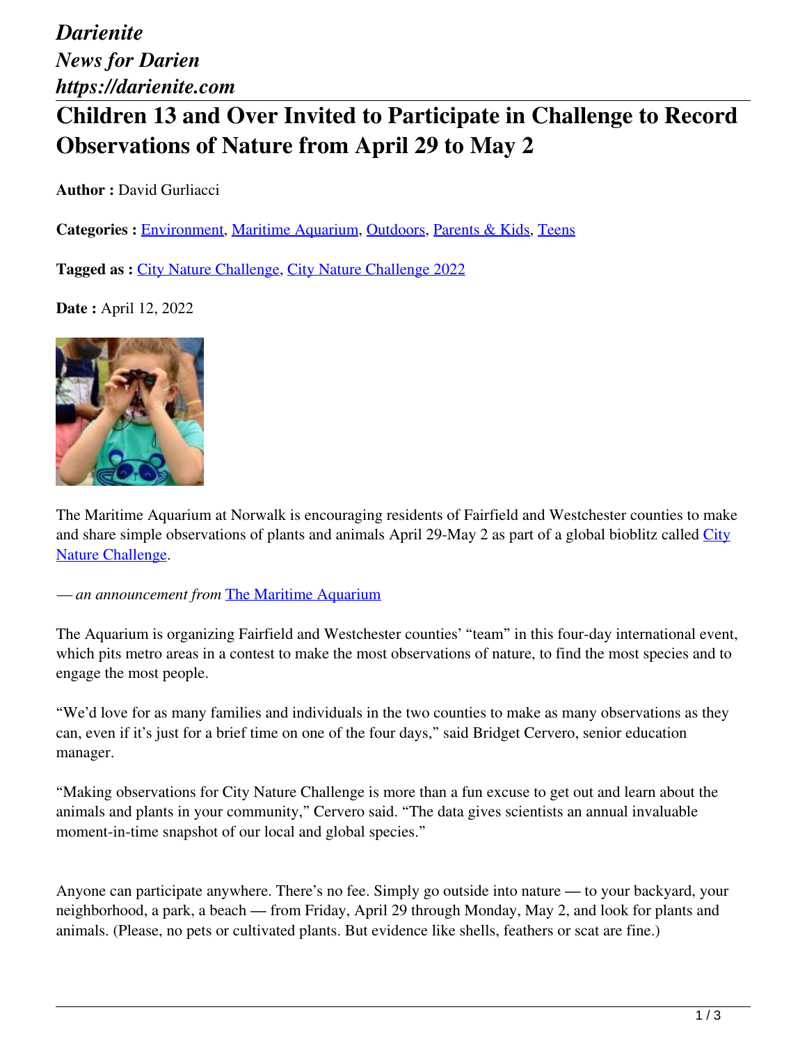*Darienite*
*News for Darien*
*https://darienite.com*

# Children 13 and Over Invited to Participate in Challenge to Record Observations of Nature from April 29 to May 2

**Author :** David Gurliacci

**Categories :** Environment, Maritime Aquarium, Outdoors, Parents & Kids, Teens

**Tagged as :** City Nature Challenge, City Nature Challenge 2022

**Date :** April 12, 2022

The Maritime Aquarium at Norwalk is encouraging residents of Fairfield and Westchester counties to make and share simple observations of plants and animals April 29-May 2 as part of a global bioblitz called City Nature Challenge.

*— an announcement from* The Maritime Aquarium

The Aquarium is organizing Fairfield and Westchester counties' "team" in this four-day international event, which pits metro areas in a contest to make the most observations of nature, to find the most species and to engage the most people.

"We'd love for as many families and individuals in the two counties to make as many observations as they can, even if it's just for a brief time on one of the four days," said Bridget Cervero, senior education manager.

"Making observations for City Nature Challenge is more than a fun excuse to get out and learn about the animals and plants in your community," Cervero said. "The data gives scientists an annual invaluable moment-in-time snapshot of our local and global species."

Anyone can participate anywhere. There's no fee. Simply go outside into nature — to your backyard, your neighborhood, a park, a beach — from Friday, April 29 through Monday, May 2, and look for plants and animals. (Please, no pets or cultivated plants. But evidence like shells, feathers or scat are fine.)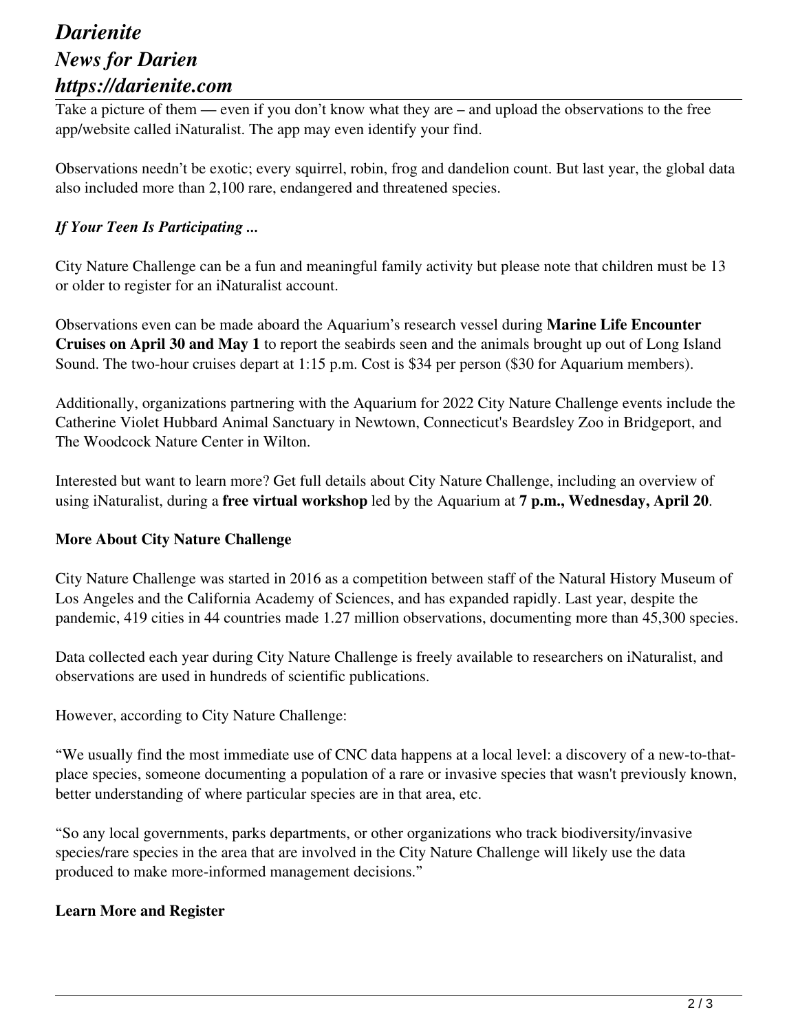Take a picture of them — even if you don't know what they are – and upload the observations to the free app/website called iNaturalist. The app may even identify your find.

Observations needn't be exotic; every squirrel, robin, frog and dandelion count. But last year, the global data also included more than 2,100 rare, endangered and threatened species.

***If Your Teen Is Participating ...***

City Nature Challenge can be a fun and meaningful family activity but please note that children must be 13 or older to register for an iNaturalist account.

Observations even can be made aboard the Aquarium's research vessel during **Marine Life Encounter Cruises on April 30 and May 1** to report the seabirds seen and the animals brought up out of Long Island Sound. The two-hour cruises depart at 1:15 p.m. Cost is $34 per person ($30 for Aquarium members).

Additionally, organizations partnering with the Aquarium for 2022 City Nature Challenge events include the Catherine Violet Hubbard Animal Sanctuary in Newtown, Connecticut's Beardsley Zoo in Bridgeport, and The Woodcock Nature Center in Wilton.

Interested but want to learn more? Get full details about City Nature Challenge, including an overview of using iNaturalist, during a **free virtual workshop** led by the Aquarium at **7 p.m., Wednesday, April 20**.

**More About City Nature Challenge**

City Nature Challenge was started in 2016 as a competition between staff of the Natural History Museum of Los Angeles and the California Academy of Sciences, and has expanded rapidly. Last year, despite the pandemic, 419 cities in 44 countries made 1.27 million observations, documenting more than 45,300 species.

Data collected each year during City Nature Challenge is freely available to researchers on iNaturalist, and observations are used in hundreds of scientific publications.

However, according to City Nature Challenge:

"We usually find the most immediate use of CNC data happens at a local level: a discovery of a new-to-that-place species, someone documenting a population of a rare or invasive species that wasn't previously known, better understanding of where particular species are in that area, etc.

"So any local governments, parks departments, or other organizations who track biodiversity/invasive species/rare species in the area that are involved in the City Nature Challenge will likely use the data produced to make more-informed management decisions."

**Learn More and Register**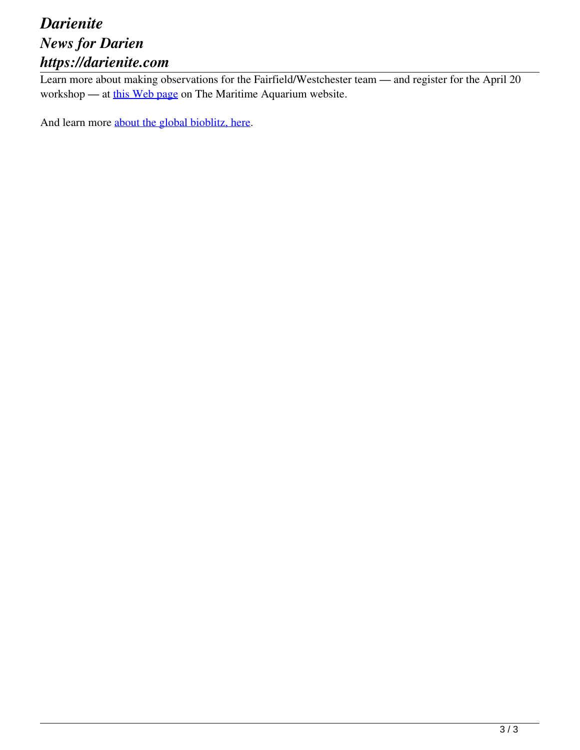Learn more about making observations for the Fairfield/Westchester team — and register for the April 20 workshop — at this Web page on The Maritime Aquarium website.

And learn more about the global bioblitz, here.